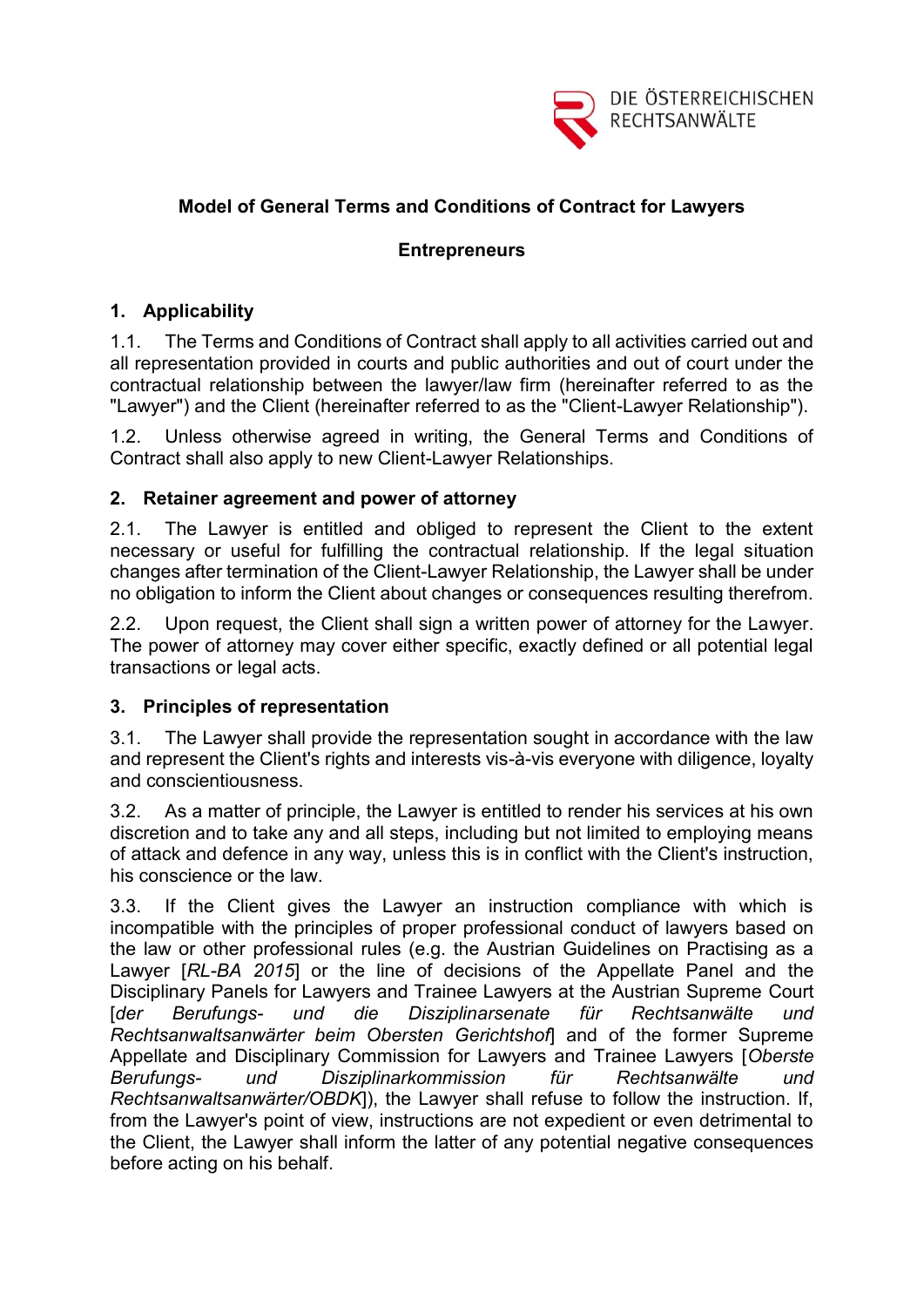DIE ÖSTERREICHISCHEN RECHTSANWÄLTE

# Model of General Terms and Conditions of Contract for Lawyers

## Entrepreneurs

### 1. Applicability

1.1. The Terms and Conditions of Contract shall apply to all activities carried out and all representation provided in courts and public authorities and out of court under the contractual relationship between the lawyer/law firm (hereinafter referred to as the "Lawyer") and the Client (hereinafter referred to as the "Client-Lawyer Relationship").

1.2. Unless otherwise agreed in writing, the General Terms and Conditions of Contract shall also apply to new Client-Lawyer Relationships.

### 2. Retainer agreement and power of attorney

2.1. The Lawyer is entitled and obliged to represent the Client to the extent necessary or useful for fulfilling the contractual relationship. If the legal situation changes after termination of the Client-Lawyer Relationship, the Lawyer shall be under no obligation to inform the Client about changes or consequences resulting therefrom.

2.2. Upon request, the Client shall sign a written power of attorney for the Lawyer. The power of attorney may cover either specific, exactly defined or all potential legal transactions or legal acts.

### 3. Principles of representation

3.1. The Lawyer shall provide the representation sought in accordance with the law and represent the Client's rights and interests vis-à-vis everyone with diligence, loyalty and conscientiousness.

3.2. As a matter of principle, the Lawyer is entitled to render his services at his own discretion and to take any and all steps, including but not limited to employing means of attack and defence in any way, unless this is in conflict with the Client's instruction, his conscience or the law.

3.3. If the Client gives the Lawyer an instruction compliance with which is incompatible with the principles of proper professional conduct of lawyers based on the law or other professional rules (e.g. the Austrian Guidelines on Practising as a Lawyer [*RL-BA 2015*] or the line of decisions of the Appellate Panel and the Disciplinary Panels for Lawyers and Trainee Lawyers at the Austrian Supreme Court [*der Berufungs- und die Disziplinarsenate für Rechtsanwälte und Rechtsanwaltsanwärter beim Obersten Gerichtshof*] and of the former Supreme Appellate and Disciplinary Commission for Lawyers and Trainee Lawyers [*Oberste Berufungs- und Disziplinarkommission für Rechtsanwälte und Rechtsanwaltsanwärter/OBDK*]), the Lawyer shall refuse to follow the instruction. If, from the Lawyer's point of view, instructions are not expedient or even detrimental to the Client, the Lawyer shall inform the latter of any potential negative consequences before acting on his behalf.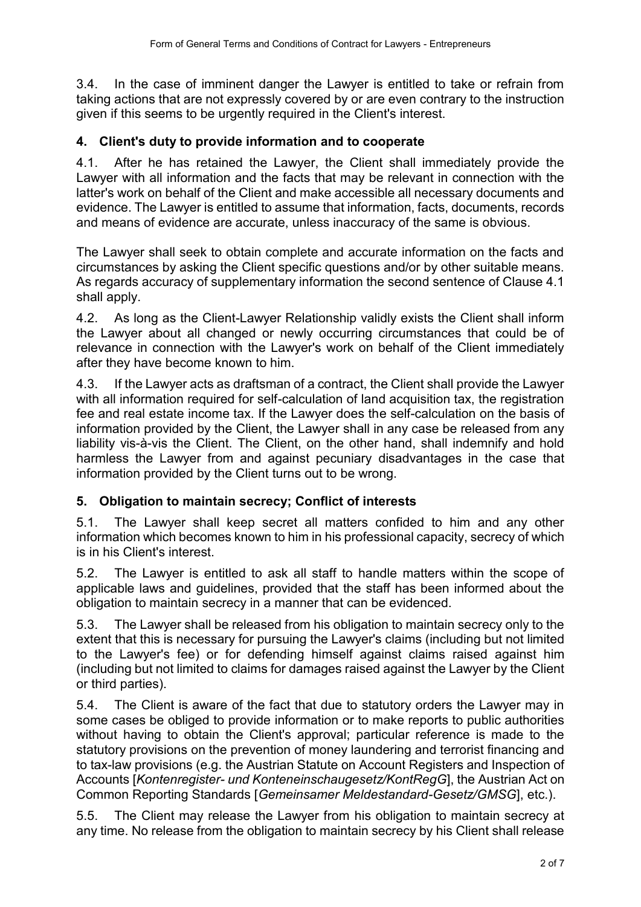3.4. In the case of imminent danger the Lawyer is entitled to take or refrain from taking actions that are not expressly covered by or are even contrary to the instruction given if this seems to be urgently required in the Client's interest.

## 4. Client's duty to provide information and to cooperate

4.1. After he has retained the Lawyer, the Client shall immediately provide the Lawyer with all information and the facts that may be relevant in connection with the latter's work on behalf of the Client and make accessible all necessary documents and evidence. The Lawyer is entitled to assume that information, facts, documents, records and means of evidence are accurate, unless inaccuracy of the same is obvious.

The Lawyer shall seek to obtain complete and accurate information on the facts and circumstances by asking the Client specific questions and/or by other suitable means. As regards accuracy of supplementary information the second sentence of Clause 4.1 shall apply.

4.2. As long as the Client-Lawyer Relationship validly exists the Client shall inform the Lawyer about all changed or newly occurring circumstances that could be of relevance in connection with the Lawyer's work on behalf of the Client immediately after they have become known to him.

4.3. If the Lawyer acts as draftsman of a contract, the Client shall provide the Lawyer with all information required for self-calculation of land acquisition tax, the registration fee and real estate income tax. If the Lawyer does the self-calculation on the basis of information provided by the Client, the Lawyer shall in any case be released from any liability vis-à-vis the Client. The Client, on the other hand, shall indemnify and hold harmless the Lawyer from and against pecuniary disadvantages in the case that information provided by the Client turns out to be wrong.

## 5. Obligation to maintain secrecy; Conflict of interests

5.1. The Lawyer shall keep secret all matters confided to him and any other information which becomes known to him in his professional capacity, secrecy of which is in his Client's interest.

5.2. The Lawyer is entitled to ask all staff to handle matters within the scope of applicable laws and guidelines, provided that the staff has been informed about the obligation to maintain secrecy in a manner that can be evidenced.

5.3. The Lawyer shall be released from his obligation to maintain secrecy only to the extent that this is necessary for pursuing the Lawyer's claims (including but not limited to the Lawyer's fee) or for defending himself against claims raised against him (including but not limited to claims for damages raised against the Lawyer by the Client or third parties).

5.4. The Client is aware of the fact that due to statutory orders the Lawyer may in some cases be obliged to provide information or to make reports to public authorities without having to obtain the Client's approval; particular reference is made to the statutory provisions on the prevention of money laundering and terrorist financing and to tax-law provisions (e.g. the Austrian Statute on Account Registers and Inspection of Accounts [*Kontenregister- und Konteneinschaugesetz/KontRegG*], the Austrian Act on Common Reporting Standards [*Gemeinsamer Meldestandard-Gesetz/GMSG*], etc.).

5.5. The Client may release the Lawyer from his obligation to maintain secrecy at any time. No release from the obligation to maintain secrecy by his Client shall release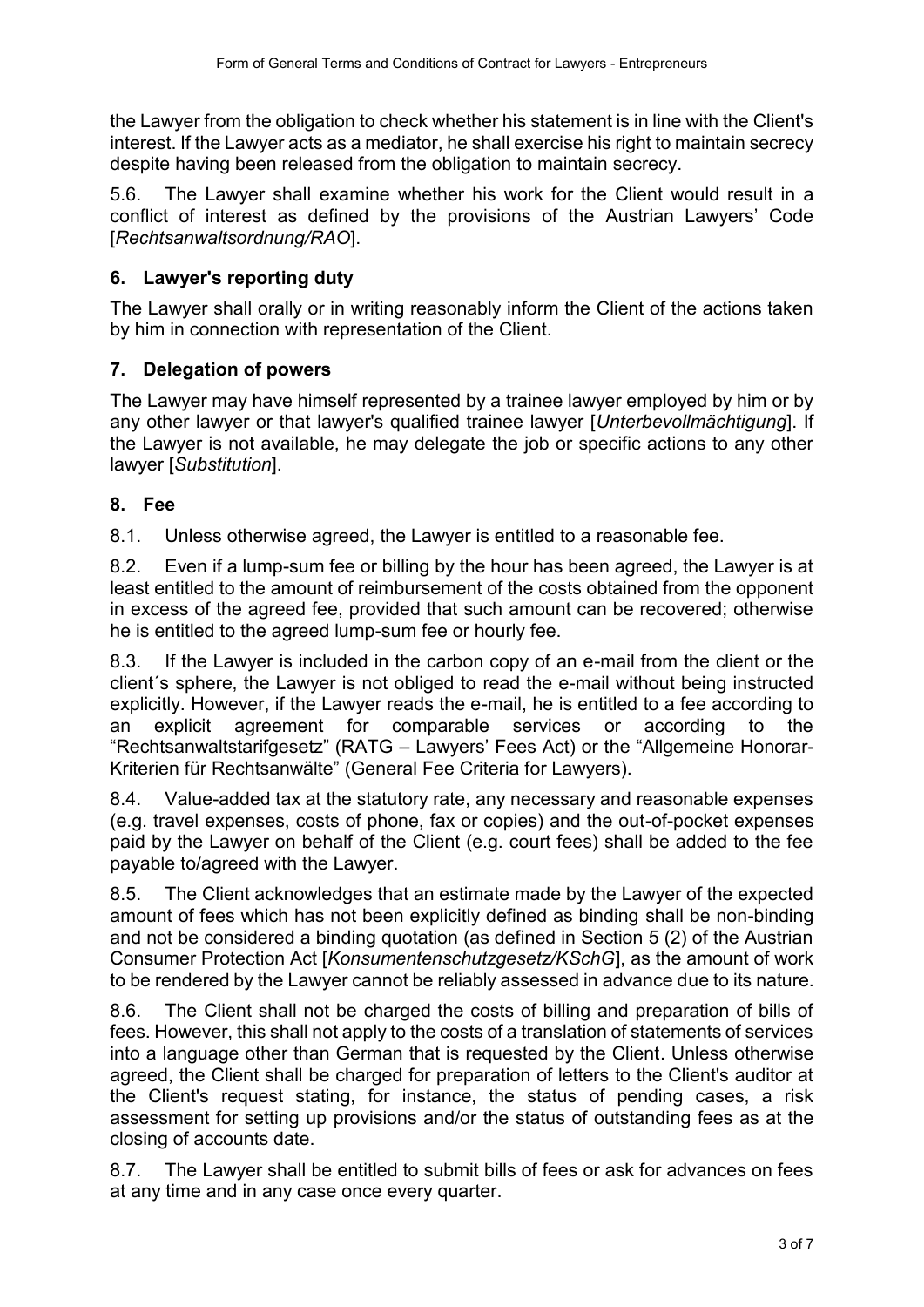the Lawyer from the obligation to check whether his statement is in line with the Client's interest. If the Lawyer acts as a mediator, he shall exercise his right to maintain secrecy despite having been released from the obligation to maintain secrecy.

5.6. The Lawyer shall examine whether his work for the Client would result in a conflict of interest as defined by the provisions of the Austrian Lawyers' Code [*Rechtsanwaltsordnung/RAO*].

## 6. Lawyer's reporting duty

The Lawyer shall orally or in writing reasonably inform the Client of the actions taken by him in connection with representation of the Client.

## 7. Delegation of powers

The Lawyer may have himself represented by a trainee lawyer employed by him or by any other lawyer or that lawyer's qualified trainee lawyer [*Unterbevollmächtigung*]. If the Lawyer is not available, he may delegate the job or specific actions to any other lawyer [*Substitution*].

## 8. Fee

8.1. Unless otherwise agreed, the Lawyer is entitled to a reasonable fee.

8.2. Even if a lump-sum fee or billing by the hour has been agreed, the Lawyer is at least entitled to the amount of reimbursement of the costs obtained from the opponent in excess of the agreed fee, provided that such amount can be recovered; otherwise he is entitled to the agreed lump-sum fee or hourly fee.

8.3. If the Lawyer is included in the carbon copy of an e-mail from the client or the client´s sphere, the Lawyer is not obliged to read the e-mail without being instructed explicitly. However, if the Lawyer reads the e-mail, he is entitled to a fee according to an explicit agreement for comparable services or according to the "Rechtsanwaltstarifgesetz" (RATG – Lawyers' Fees Act) or the "Allgemeine Honorar-Kriterien für Rechtsanwälte" (General Fee Criteria for Lawyers).

8.4. Value-added tax at the statutory rate, any necessary and reasonable expenses (e.g. travel expenses, costs of phone, fax or copies) and the out-of-pocket expenses paid by the Lawyer on behalf of the Client (e.g. court fees) shall be added to the fee payable to/agreed with the Lawyer.

8.5. The Client acknowledges that an estimate made by the Lawyer of the expected amount of fees which has not been explicitly defined as binding shall be non-binding and not be considered a binding quotation (as defined in Section 5 (2) of the Austrian Consumer Protection Act [*Konsumentenschutzgesetz/KSchG*], as the amount of work to be rendered by the Lawyer cannot be reliably assessed in advance due to its nature.

8.6. The Client shall not be charged the costs of billing and preparation of bills of fees. However, this shall not apply to the costs of a translation of statements of services into a language other than German that is requested by the Client. Unless otherwise agreed, the Client shall be charged for preparation of letters to the Client's auditor at the Client's request stating, for instance, the status of pending cases, a risk assessment for setting up provisions and/or the status of outstanding fees as at the closing of accounts date.

8.7. The Lawyer shall be entitled to submit bills of fees or ask for advances on fees at any time and in any case once every quarter.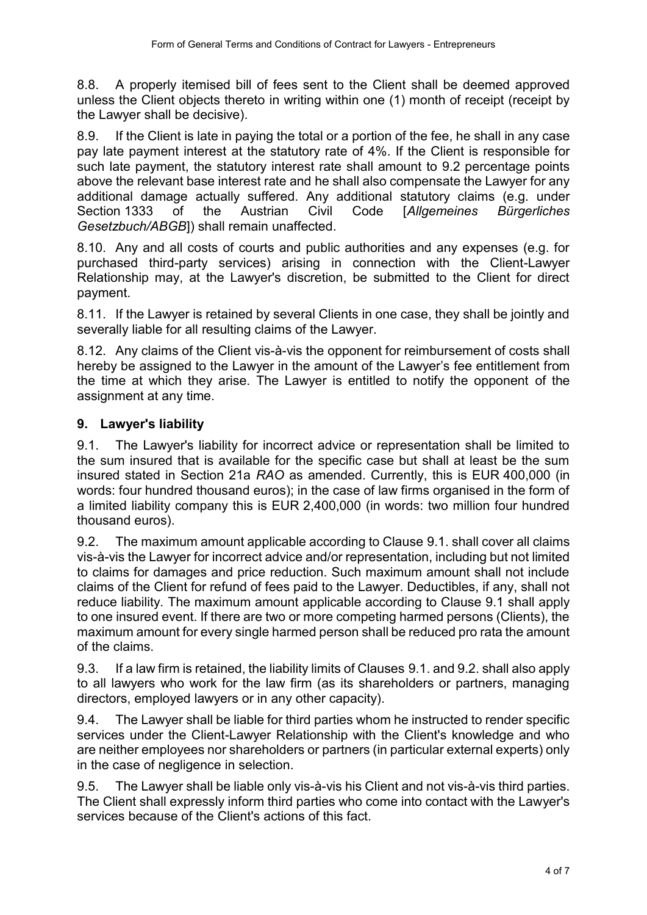8.8. A properly itemised bill of fees sent to the Client shall be deemed approved unless the Client objects thereto in writing within one (1) month of receipt (receipt by the Lawyer shall be decisive).

8.9. If the Client is late in paying the total or a portion of the fee, he shall in any case pay late payment interest at the statutory rate of 4%. If the Client is responsible for such late payment, the statutory interest rate shall amount to 9.2 percentage points above the relevant base interest rate and he shall also compensate the Lawyer for any additional damage actually suffered. Any additional statutory claims (e.g. under Section 1333 of the Austrian Civil Code [*Allgemeines Bürgerliches Gesetzbuch/ABGB*]) shall remain unaffected.

8.10. Any and all costs of courts and public authorities and any expenses (e.g. for purchased third-party services) arising in connection with the Client-Lawyer Relationship may, at the Lawyer's discretion, be submitted to the Client for direct payment.

8.11. If the Lawyer is retained by several Clients in one case, they shall be jointly and severally liable for all resulting claims of the Lawyer.

8.12. Any claims of the Client vis-à-vis the opponent for reimbursement of costs shall hereby be assigned to the Lawyer in the amount of the Lawyer's fee entitlement from the time at which they arise. The Lawyer is entitled to notify the opponent of the assignment at any time.

## 9. Lawyer's liability

9.1. The Lawyer's liability for incorrect advice or representation shall be limited to the sum insured that is available for the specific case but shall at least be the sum insured stated in Section 21a *RAO* as amended. Currently, this is EUR 400,000 (in words: four hundred thousand euros); in the case of law firms organised in the form of a limited liability company this is EUR 2,400,000 (in words: two million four hundred thousand euros).

9.2. The maximum amount applicable according to Clause 9.1. shall cover all claims vis-à-vis the Lawyer for incorrect advice and/or representation, including but not limited to claims for damages and price reduction. Such maximum amount shall not include claims of the Client for refund of fees paid to the Lawyer. Deductibles, if any, shall not reduce liability. The maximum amount applicable according to Clause 9.1 shall apply to one insured event. If there are two or more competing harmed persons (Clients), the maximum amount for every single harmed person shall be reduced pro rata the amount of the claims.

9.3. If a law firm is retained, the liability limits of Clauses 9.1. and 9.2. shall also apply to all lawyers who work for the law firm (as its shareholders or partners, managing directors, employed lawyers or in any other capacity).

9.4. The Lawyer shall be liable for third parties whom he instructed to render specific services under the Client-Lawyer Relationship with the Client's knowledge and who are neither employees nor shareholders or partners (in particular external experts) only in the case of negligence in selection.

9.5. The Lawyer shall be liable only vis-à-vis his Client and not vis-à-vis third parties. The Client shall expressly inform third parties who come into contact with the Lawyer's services because of the Client's actions of this fact.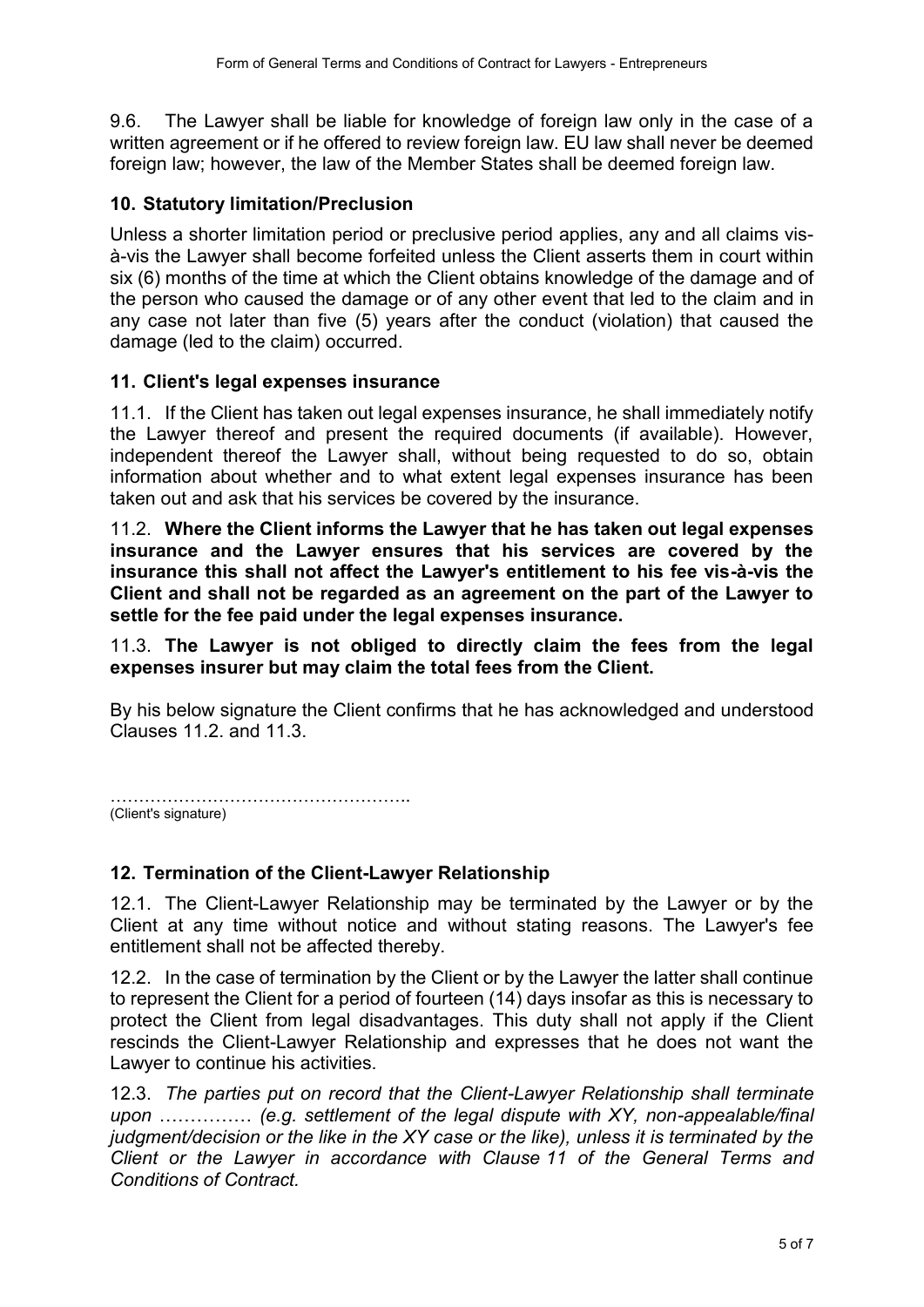9.6. The Lawyer shall be liable for knowledge of foreign law only in the case of a written agreement or if he offered to review foreign law. EU law shall never be deemed foreign law; however, the law of the Member States shall be deemed foreign law.

## 10. Statutory limitation/Preclusion

Unless a shorter limitation period or preclusive period applies, any and all claims vis-à-vis the Lawyer shall become forfeited unless the Client asserts them in court within six (6) months of the time at which the Client obtains knowledge of the damage and of the person who caused the damage or of any other event that led to the claim and in any case not later than five (5) years after the conduct (violation) that caused the damage (led to the claim) occurred.

## 11. Client's legal expenses insurance

11.1. If the Client has taken out legal expenses insurance, he shall immediately notify the Lawyer thereof and present the required documents (if available). However, independent thereof the Lawyer shall, without being requested to do so, obtain information about whether and to what extent legal expenses insurance has been taken out and ask that his services be covered by the insurance.

11.2. **Where the Client informs the Lawyer that he has taken out legal expenses insurance and the Lawyer ensures that his services are covered by the insurance this shall not affect the Lawyer's entitlement to his fee vis-à-vis the Client and shall not be regarded as an agreement on the part of the Lawyer to settle for the fee paid under the legal expenses insurance.**

11.3. **The Lawyer is not obliged to directly claim the fees from the legal expenses insurer but may claim the total fees from the Client.**

By his below signature the Client confirms that he has acknowledged and understood Clauses 11.2. and 11.3.

…………………………………………….
(Client's signature)

## 12. Termination of the Client-Lawyer Relationship

12.1. The Client-Lawyer Relationship may be terminated by the Lawyer or by the Client at any time without notice and without stating reasons. The Lawyer's fee entitlement shall not be affected thereby.

12.2. In the case of termination by the Client or by the Lawyer the latter shall continue to represent the Client for a period of fourteen (14) days insofar as this is necessary to protect the Client from legal disadvantages. This duty shall not apply if the Client rescinds the Client-Lawyer Relationship and expresses that he does not want the Lawyer to continue his activities.

12.3. *The parties put on record that the Client-Lawyer Relationship shall terminate upon …………… (e.g. settlement of the legal dispute with XY, non-appealable/final judgment/decision or the like in the XY case or the like), unless it is terminated by the Client or the Lawyer in accordance with Clause 11 of the General Terms and Conditions of Contract.*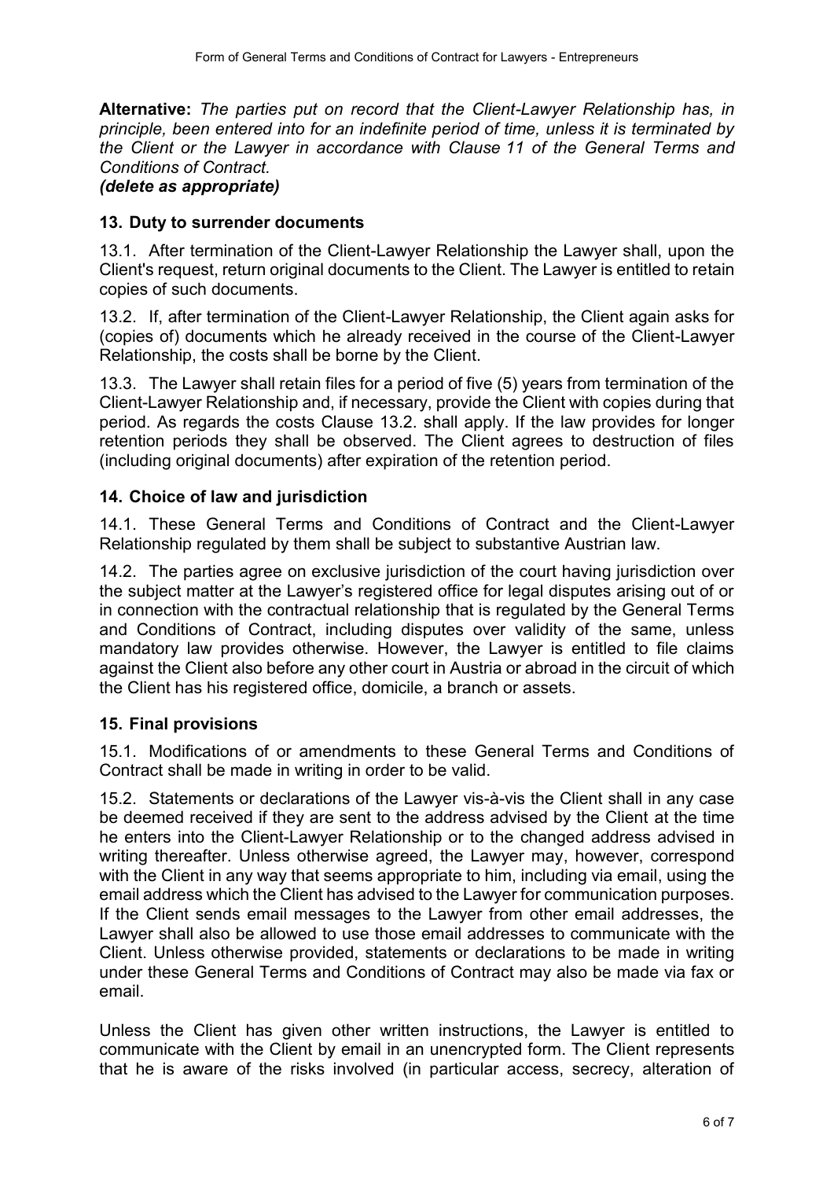**Alternative:** *The parties put on record that the Client-Lawyer Relationship has, in principle, been entered into for an indefinite period of time, unless it is terminated by the Client or the Lawyer in accordance with Clause 11 of the General Terms and Conditions of Contract.*

***(delete as appropriate)***

## 13. Duty to surrender documents

13.1. After termination of the Client-Lawyer Relationship the Lawyer shall, upon the Client's request, return original documents to the Client. The Lawyer is entitled to retain copies of such documents.

13.2. If, after termination of the Client-Lawyer Relationship, the Client again asks for (copies of) documents which he already received in the course of the Client-Lawyer Relationship, the costs shall be borne by the Client.

13.3. The Lawyer shall retain files for a period of five (5) years from termination of the Client-Lawyer Relationship and, if necessary, provide the Client with copies during that period. As regards the costs Clause 13.2. shall apply. If the law provides for longer retention periods they shall be observed. The Client agrees to destruction of files (including original documents) after expiration of the retention period.

## 14. Choice of law and jurisdiction

14.1. These General Terms and Conditions of Contract and the Client-Lawyer Relationship regulated by them shall be subject to substantive Austrian law.

14.2. The parties agree on exclusive jurisdiction of the court having jurisdiction over the subject matter at the Lawyer's registered office for legal disputes arising out of or in connection with the contractual relationship that is regulated by the General Terms and Conditions of Contract, including disputes over validity of the same, unless mandatory law provides otherwise. However, the Lawyer is entitled to file claims against the Client also before any other court in Austria or abroad in the circuit of which the Client has his registered office, domicile, a branch or assets.

## 15. Final provisions

15.1. Modifications of or amendments to these General Terms and Conditions of Contract shall be made in writing in order to be valid.

15.2. Statements or declarations of the Lawyer vis-à-vis the Client shall in any case be deemed received if they are sent to the address advised by the Client at the time he enters into the Client-Lawyer Relationship or to the changed address advised in writing thereafter. Unless otherwise agreed, the Lawyer may, however, correspond with the Client in any way that seems appropriate to him, including via email, using the email address which the Client has advised to the Lawyer for communication purposes. If the Client sends email messages to the Lawyer from other email addresses, the Lawyer shall also be allowed to use those email addresses to communicate with the Client. Unless otherwise provided, statements or declarations to be made in writing under these General Terms and Conditions of Contract may also be made via fax or email.

Unless the Client has given other written instructions, the Lawyer is entitled to communicate with the Client by email in an unencrypted form. The Client represents that he is aware of the risks involved (in particular access, secrecy, alteration of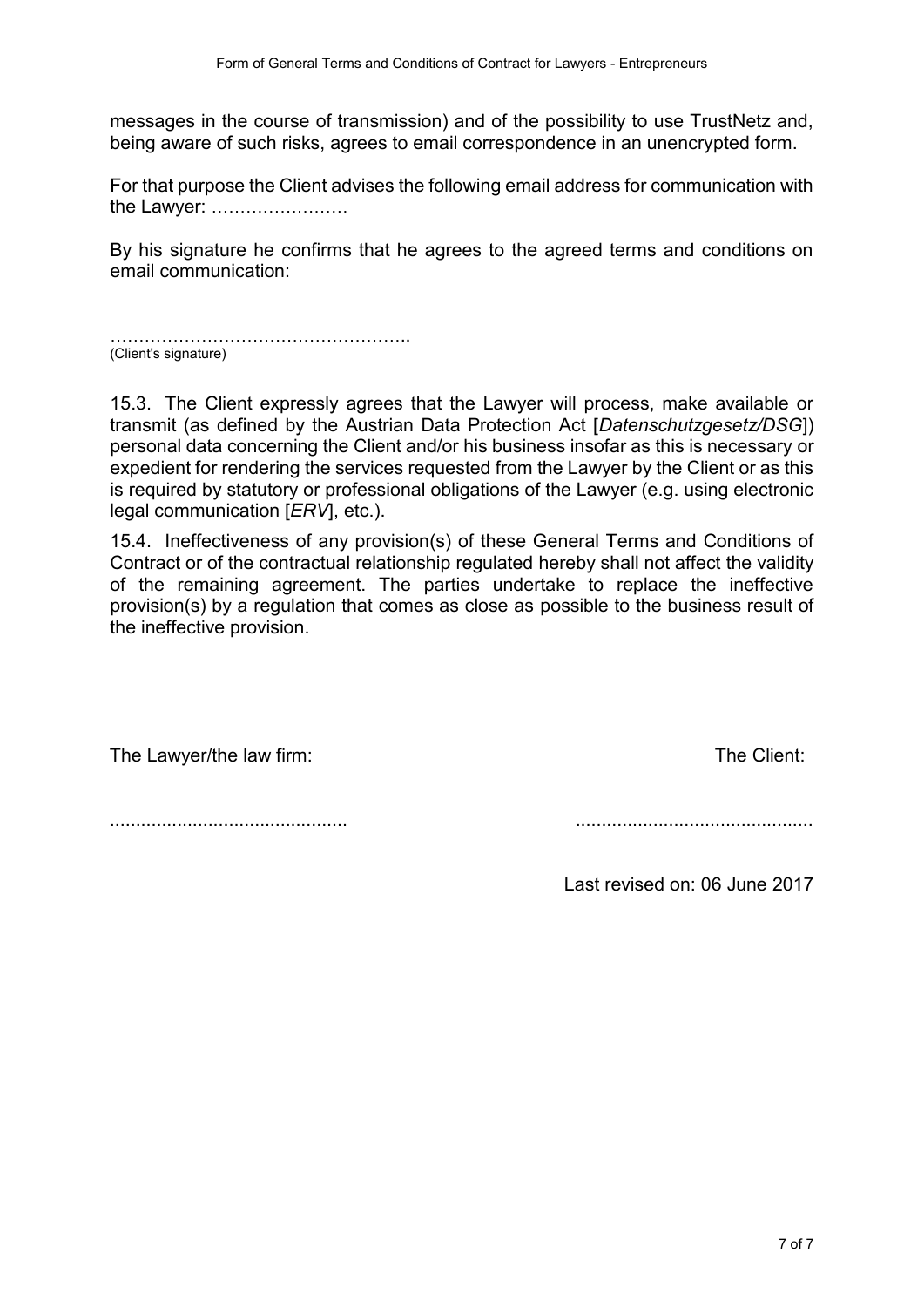messages in the course of transmission) and of the possibility to use TrustNetz and, being aware of such risks, agrees to email correspondence in an unencrypted form.

For that purpose the Client advises the following email address for communication with the Lawyer: ……………………

By his signature he confirms that he agrees to the agreed terms and conditions on email communication:

……………………………………………..
(Client's signature)

15.3. The Client expressly agrees that the Lawyer will process, make available or transmit (as defined by the Austrian Data Protection Act [*Datenschutzgesetz/DSG*]) personal data concerning the Client and/or his business insofar as this is necessary or expedient for rendering the services requested from the Lawyer by the Client or as this is required by statutory or professional obligations of the Lawyer (e.g. using electronic legal communication [*ERV*], etc.).

15.4. Ineffectiveness of any provision(s) of these General Terms and Conditions of Contract or of the contractual relationship regulated hereby shall not affect the validity of the remaining agreement. The parties undertake to replace the ineffective provision(s) by a regulation that comes as close as possible to the business result of the ineffective provision.

The Lawyer/the law firm:

.............................................

The Client:

.............................................

Last revised on: 06 June 2017